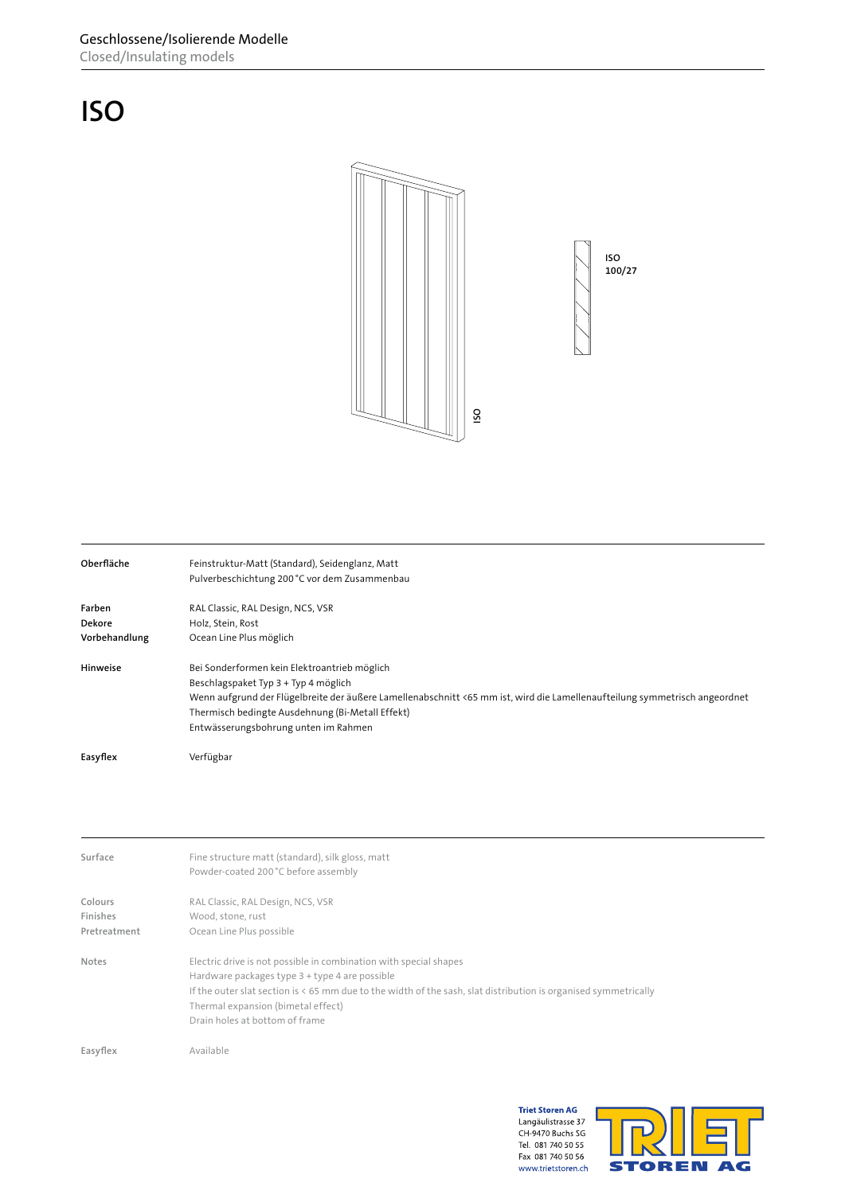Geschlossene/Isolierende Modelle
Closed/Insulating models

# ISO

ISO

ISO 100/27

| | |
|---|---|
| **Oberfläche** | Feinstruktur-Matt (Standard), Seidenglanz, Matt<br>Pulverbeschichtung 200 °C vor dem Zusammenbau |
| **Farben** | RAL Classic, RAL Design, NCS, VSR |
| **Dekore** | Holz, Stein, Rost |
| **Vorbehandlung** | Ocean Line Plus möglich |
| **Hinweise** | Bei Sonderformen kein Elektroantrieb möglich<br>Beschlagspaket Typ 3 + Typ 4 möglich<br>Wenn aufgrund der Flügelbreite der äußere Lamellenabschnitt <65 mm ist, wird die Lamellenaufteilung symmetrisch angeordnet<br>Thermisch bedingte Ausdehnung (Bi-Metall Effekt)<br>Entwässerungsbohrung unten im Rahmen |
| **Easyflex** | Verfügbar |

| | |
|---|---|
| Surface | Fine structure matt (standard), silk gloss, matt<br>Powder-coated 200 °C before assembly |
| Colours | RAL Classic, RAL Design, NCS, VSR |
| Finishes | Wood, stone, rust |
| Pretreatment | Ocean Line Plus possible |
| Notes | Electric drive is not possible in combination with special shapes<br>Hardware packages type 3 + type 4 are possible<br>If the outer slat section is < 65 mm due to the width of the sash, slat distribution is organised symmetrically<br>Thermal expansion (bimetal effect)<br>Drain holes at bottom of frame |
| Easyflex | Available |

**Triet Storen AG**
Langäulistrasse 37
CH-9470 Buchs SG
Tel. 081 740 50 55
Fax 081 740 50 56
www.trietstoren.ch

TRIET STOREN AG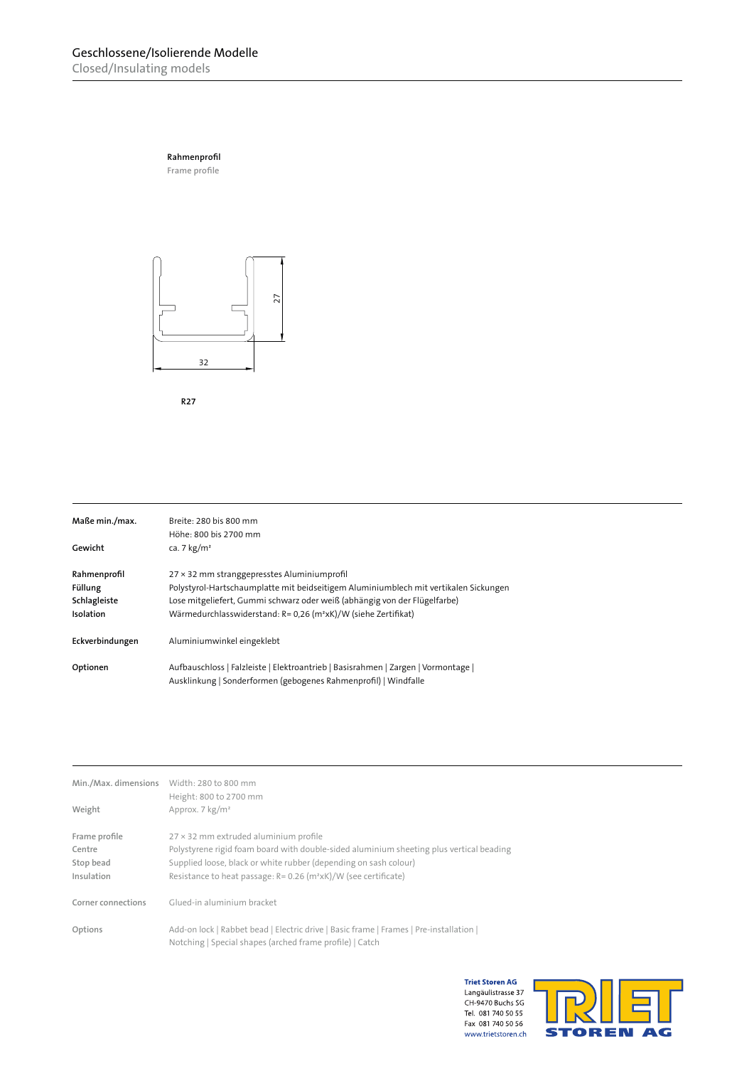# Geschlossene/Isolierende Modelle

Closed/Insulating models

**Rahmenprofil**

Frame profile

27

32

**R27**

| | |
|---|---|
| **Maße min./max.** | Breite: 280 bis 800 mm<br>Höhe: 800 bis 2700 mm |
| **Gewicht** | ca. 7 kg/m² |
| **Rahmenprofil** | 27 × 32 mm stranggepresstes Aluminiumprofil |
| **Füllung** | Polystyrol-Hartschaumplatte mit beidseitigem Aluminiumblech mit vertikalen Sickungen |
| **Schlagleiste** | Lose mitgeliefert, Gummi schwarz oder weiß (abhängig von der Flügelfarbe) |
| **Isolation** | Wärmedurchlasswiderstand: R= 0,26 (m²xK)/W (siehe Zertifikat) |
| **Eckverbindungen** | Aluminiumwinkel eingeklebt |
| **Optionen** | Aufbauschloss \| Falzleiste \| Elektroantrieb \| Basisrahmen \| Zargen \| Vormontage \|<br>Ausklinkung \| Sonderformen (gebogenes Rahmenprofil) \| Windfalle |

| | |
|---|---|
| Min./Max. dimensions | Width: 280 to 800 mm<br>Height: 800 to 2700 mm |
| Weight | Approx. 7 kg/m² |
| Frame profile | 27 × 32 mm extruded aluminium profile |
| Centre | Polystyrene rigid foam board with double-sided aluminium sheeting plus vertical beading |
| Stop bead | Supplied loose, black or white rubber (depending on sash colour) |
| Insulation | Resistance to heat passage: R= 0.26 (m²xK)/W (see certificate) |
| Corner connections | Glued-in aluminium bracket |
| Options | Add-on lock \| Rabbet bead \| Electric drive \| Basic frame \| Frames \| Pre-installation \|<br>Notching \| Special shapes (arched frame profile) \| Catch |

**Triet Storen AG**
Langäulistrasse 37
CH-9470 Buchs SG
Tel. 081 740 50 55
Fax 081 740 50 56
www.trietstoren.ch

TRIET STOREN AG